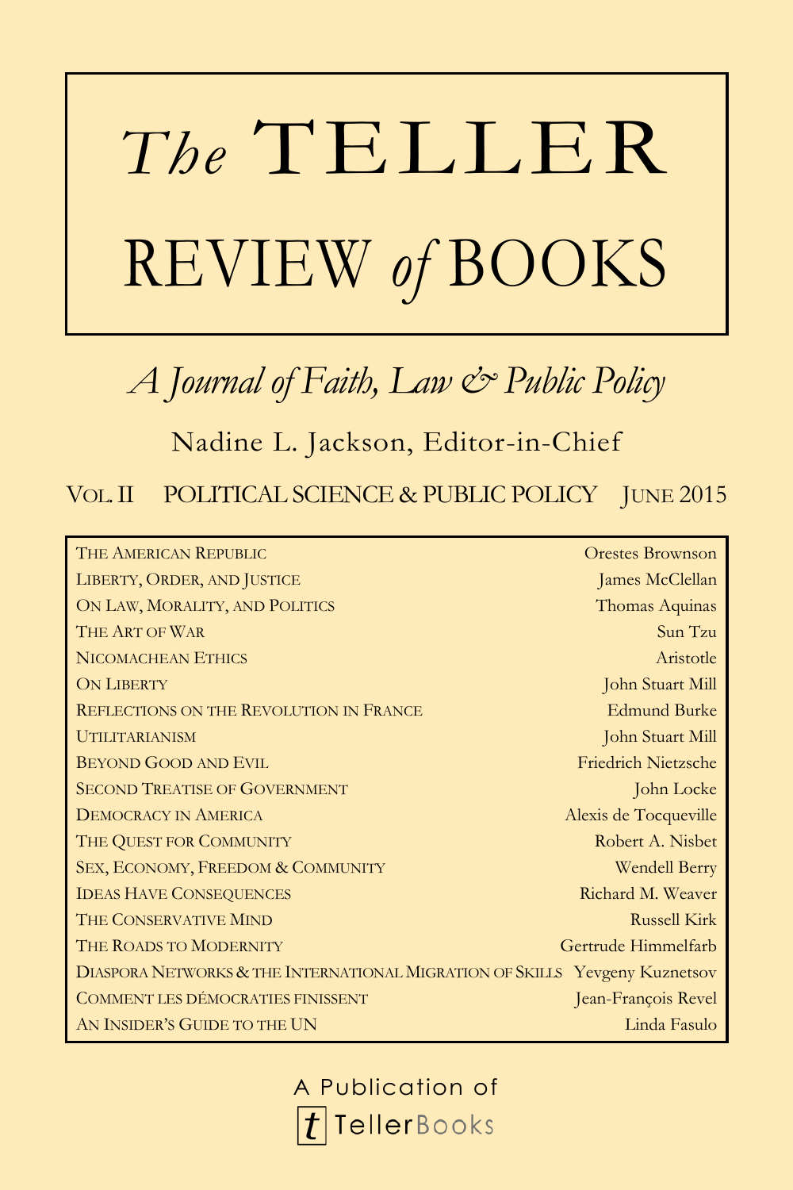# *The* TELLER REVIEW *of* BOOKS

*A Journal of Faith, Law & Public Policy*

Nadine L. Jackson, Editor-in-Chief

VOL. II POLITICAL SCIENCE & PUBLIC POLICY JUNE 2015

| | |
|---|---|
| THE AMERICAN REPUBLIC | Orestes Brownson |
| LIBERTY, ORDER, AND JUSTICE | James McClellan |
| ON LAW, MORALITY, AND POLITICS | Thomas Aquinas |
| THE ART OF WAR | Sun Tzu |
| NICOMACHEAN ETHICS | Aristotle |
| ON LIBERTY | John Stuart Mill |
| REFLECTIONS ON THE REVOLUTION IN FRANCE | Edmund Burke |
| UTILITARIANISM | John Stuart Mill |
| BEYOND GOOD AND EVIL | Friedrich Nietzsche |
| SECOND TREATISE OF GOVERNMENT | John Locke |
| DEMOCRACY IN AMERICA | Alexis de Tocqueville |
| THE QUEST FOR COMMUNITY | Robert A. Nisbet |
| SEX, ECONOMY, FREEDOM & COMMUNITY | Wendell Berry |
| IDEAS HAVE CONSEQUENCES | Richard M. Weaver |
| THE CONSERVATIVE MIND | Russell Kirk |
| THE ROADS TO MODERNITY | Gertrude Himmelfarb |
| DIASPORA NETWORKS & THE INTERNATIONAL MIGRATION OF SKILLS | Yevgeny Kuznetsov |
| COMMENT LES DÉMOCRATIES FINISSENT | Jean-François Revel |
| AN INSIDER'S GUIDE TO THE UN | Linda Fasulo |

A Publication of

TellerBooks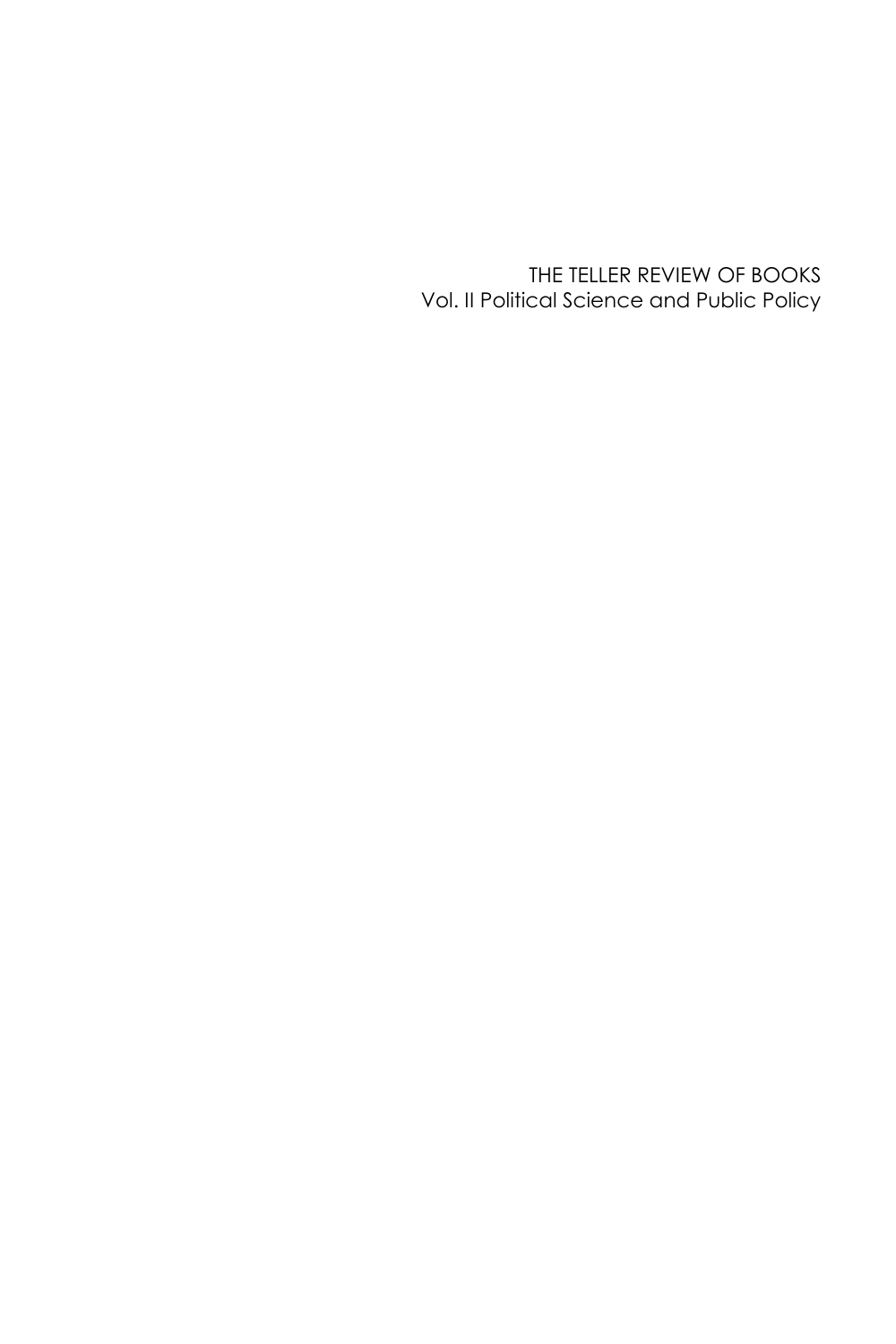THE TELLER REVIEW OF BOOKS
Vol. II Political Science and Public Policy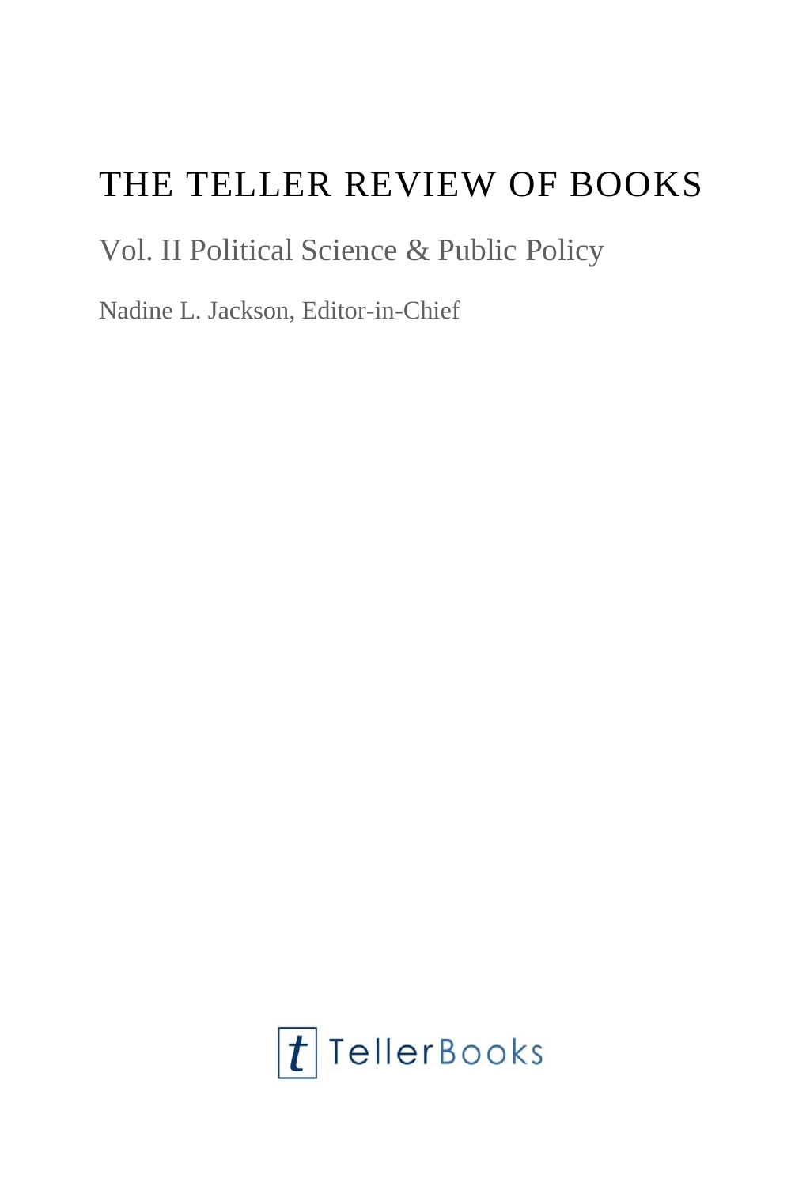# THE TELLER REVIEW OF BOOKS

## Vol. II Political Science & Public Policy

Nadine L. Jackson, Editor-in-Chief

TellerBooks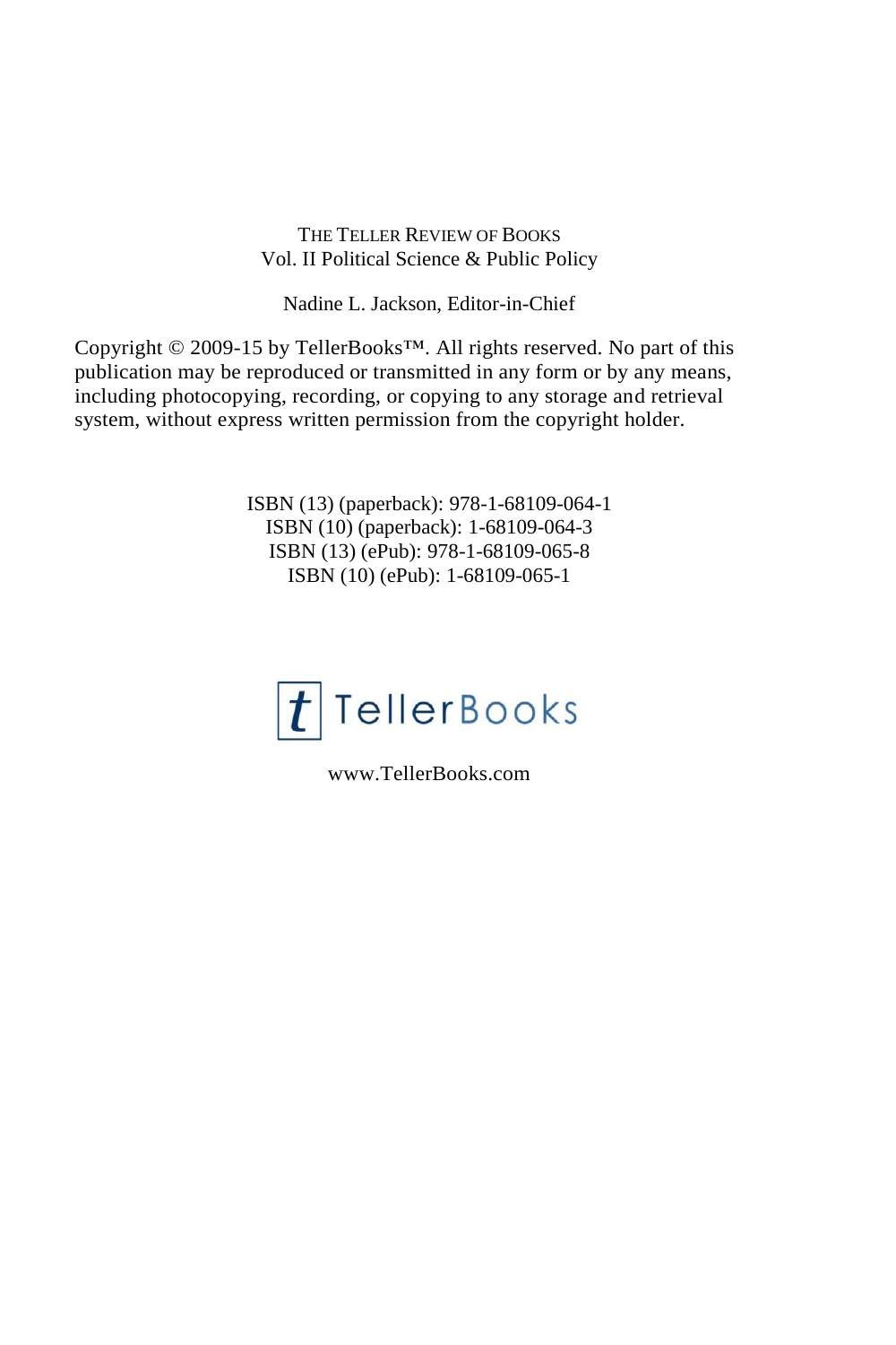THE TELLER REVIEW OF BOOKS
Vol. II Political Science & Public Policy

Nadine L. Jackson, Editor-in-Chief

Copyright © 2009-15 by TellerBooks™. All rights reserved. No part of this publication may be reproduced or transmitted in any form or by any means, including photocopying, recording, or copying to any storage and retrieval system, without express written permission from the copyright holder.

ISBN (13) (paperback): 978-1-68109-064-1
ISBN (10) (paperback): 1-68109-064-3
ISBN (13) (ePub): 978-1-68109-065-8
ISBN (10) (ePub): 1-68109-065-1

TellerBooks

www.TellerBooks.com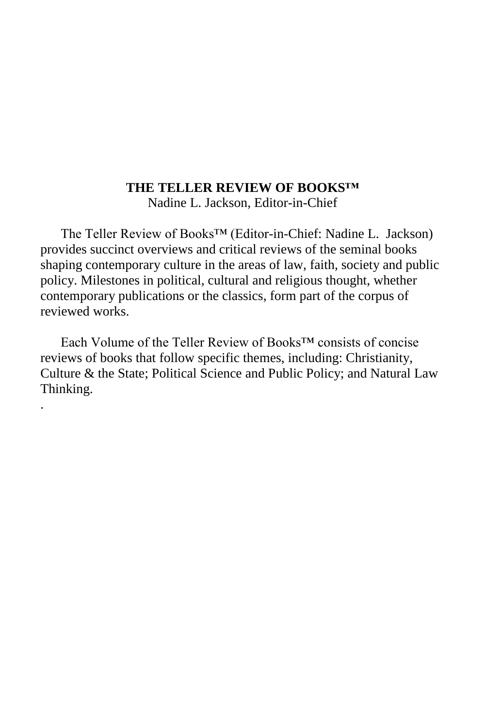**THE TELLER REVIEW OF BOOKS™**
Nadine L. Jackson, Editor-in-Chief

The Teller Review of Books™ (Editor-in-Chief: Nadine L. Jackson) provides succinct overviews and critical reviews of the seminal books shaping contemporary culture in the areas of law, faith, society and public policy. Milestones in political, cultural and religious thought, whether contemporary publications or the classics, form part of the corpus of reviewed works.

Each Volume of the Teller Review of Books™ consists of concise reviews of books that follow specific themes, including: Christianity, Culture & the State; Political Science and Public Policy; and Natural Law Thinking.

.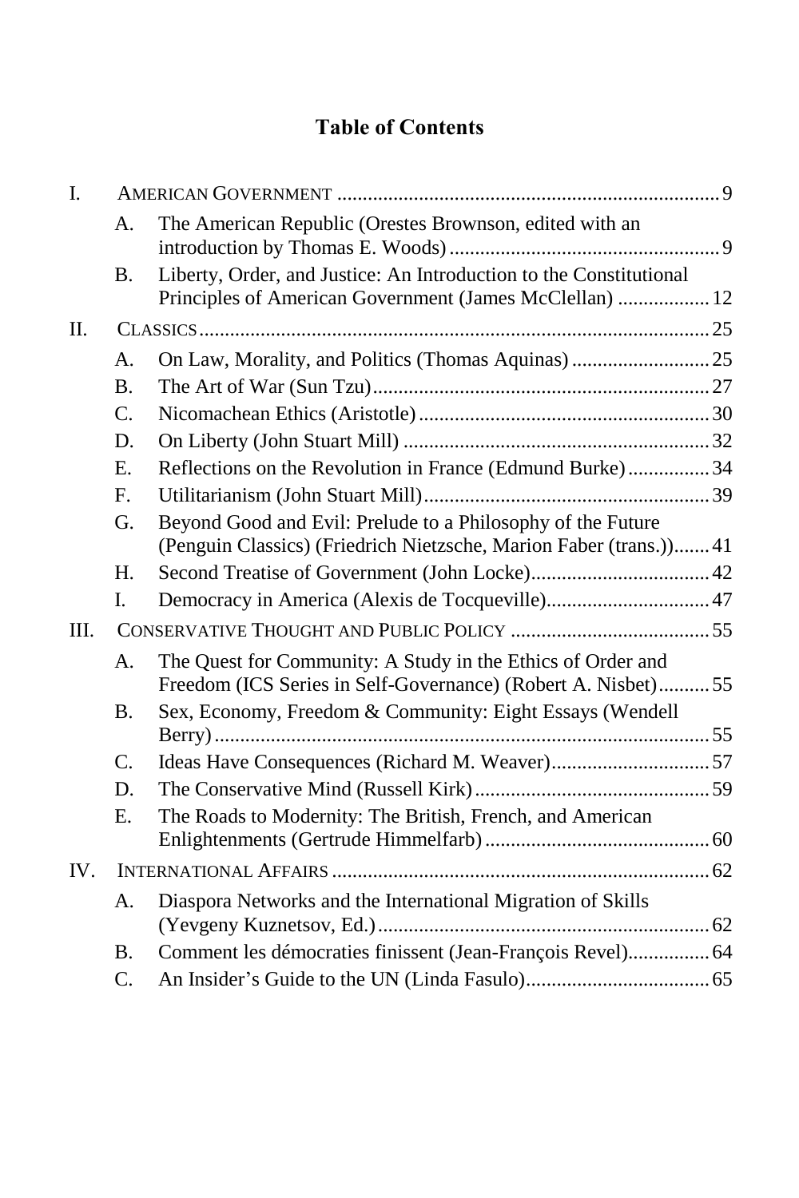# Table of Contents

- I. AMERICAN GOVERNMENT ........ 9
  - A. The American Republic (Orestes Brownson, edited with an introduction by Thomas E. Woods) ........ 9
  - B. Liberty, Order, and Justice: An Introduction to the Constitutional Principles of American Government (James McClellan) ........ 12
- II. CLASSICS ........ 25
  - A. On Law, Morality, and Politics (Thomas Aquinas) ........ 25
  - B. The Art of War (Sun Tzu) ........ 27
  - C. Nicomachean Ethics (Aristotle) ........ 30
  - D. On Liberty (John Stuart Mill) ........ 32
  - E. Reflections on the Revolution in France (Edmund Burke) ........ 34
  - F. Utilitarianism (John Stuart Mill) ........ 39
  - G. Beyond Good and Evil: Prelude to a Philosophy of the Future (Penguin Classics) (Friedrich Nietzsche, Marion Faber (trans.)) ........ 41
  - H. Second Treatise of Government (John Locke) ........ 42
  - I. Democracy in America (Alexis de Tocqueville) ........ 47
- III. CONSERVATIVE THOUGHT AND PUBLIC POLICY ........ 55
  - A. The Quest for Community: A Study in the Ethics of Order and Freedom (ICS Series in Self-Governance) (Robert A. Nisbet) ........ 55
  - B. Sex, Economy, Freedom & Community: Eight Essays (Wendell Berry) ........ 55
  - C. Ideas Have Consequences (Richard M. Weaver) ........ 57
  - D. The Conservative Mind (Russell Kirk) ........ 59
  - E. The Roads to Modernity: The British, French, and American Enlightenments (Gertrude Himmelfarb) ........ 60
- IV. INTERNATIONAL AFFAIRS ........ 62
  - A. Diaspora Networks and the International Migration of Skills (Yevgeny Kuznetsov, Ed.) ........ 62
  - B. Comment les démocraties finissent (Jean-François Revel) ........ 64
  - C. An Insider's Guide to the UN (Linda Fasulo) ........ 65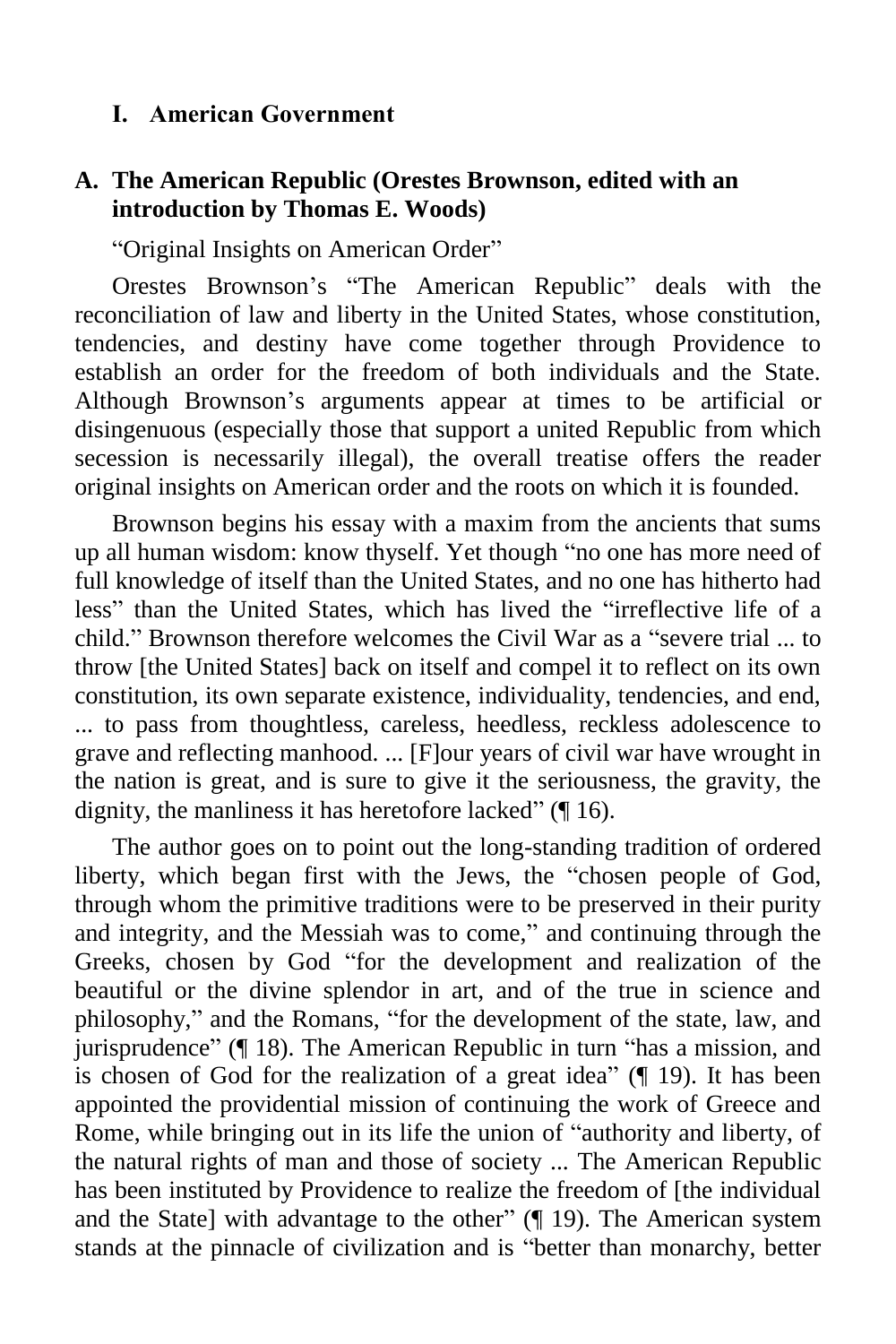## I. American Government

### A. The American Republic (Orestes Brownson, edited with an introduction by Thomas E. Woods)

"Original Insights on American Order"

Orestes Brownson's "The American Republic" deals with the reconciliation of law and liberty in the United States, whose constitution, tendencies, and destiny have come together through Providence to establish an order for the freedom of both individuals and the State. Although Brownson's arguments appear at times to be artificial or disingenuous (especially those that support a united Republic from which secession is necessarily illegal), the overall treatise offers the reader original insights on American order and the roots on which it is founded.

Brownson begins his essay with a maxim from the ancients that sums up all human wisdom: know thyself. Yet though "no one has more need of full knowledge of itself than the United States, and no one has hitherto had less" than the United States, which has lived the "irreflective life of a child." Brownson therefore welcomes the Civil War as a "severe trial ... to throw [the United States] back on itself and compel it to reflect on its own constitution, its own separate existence, individuality, tendencies, and end, ... to pass from thoughtless, careless, heedless, reckless adolescence to grave and reflecting manhood. ... [F]our years of civil war have wrought in the nation is great, and is sure to give it the seriousness, the gravity, the dignity, the manliness it has heretofore lacked" (¶ 16).

The author goes on to point out the long-standing tradition of ordered liberty, which began first with the Jews, the "chosen people of God, through whom the primitive traditions were to be preserved in their purity and integrity, and the Messiah was to come," and continuing through the Greeks, chosen by God "for the development and realization of the beautiful or the divine splendor in art, and of the true in science and philosophy," and the Romans, "for the development of the state, law, and jurisprudence" (¶ 18). The American Republic in turn "has a mission, and is chosen of God for the realization of a great idea" (¶ 19). It has been appointed the providential mission of continuing the work of Greece and Rome, while bringing out in its life the union of "authority and liberty, of the natural rights of man and those of society ... The American Republic has been instituted by Providence to realize the freedom of [the individual and the State] with advantage to the other" (¶ 19). The American system stands at the pinnacle of civilization and is "better than monarchy, better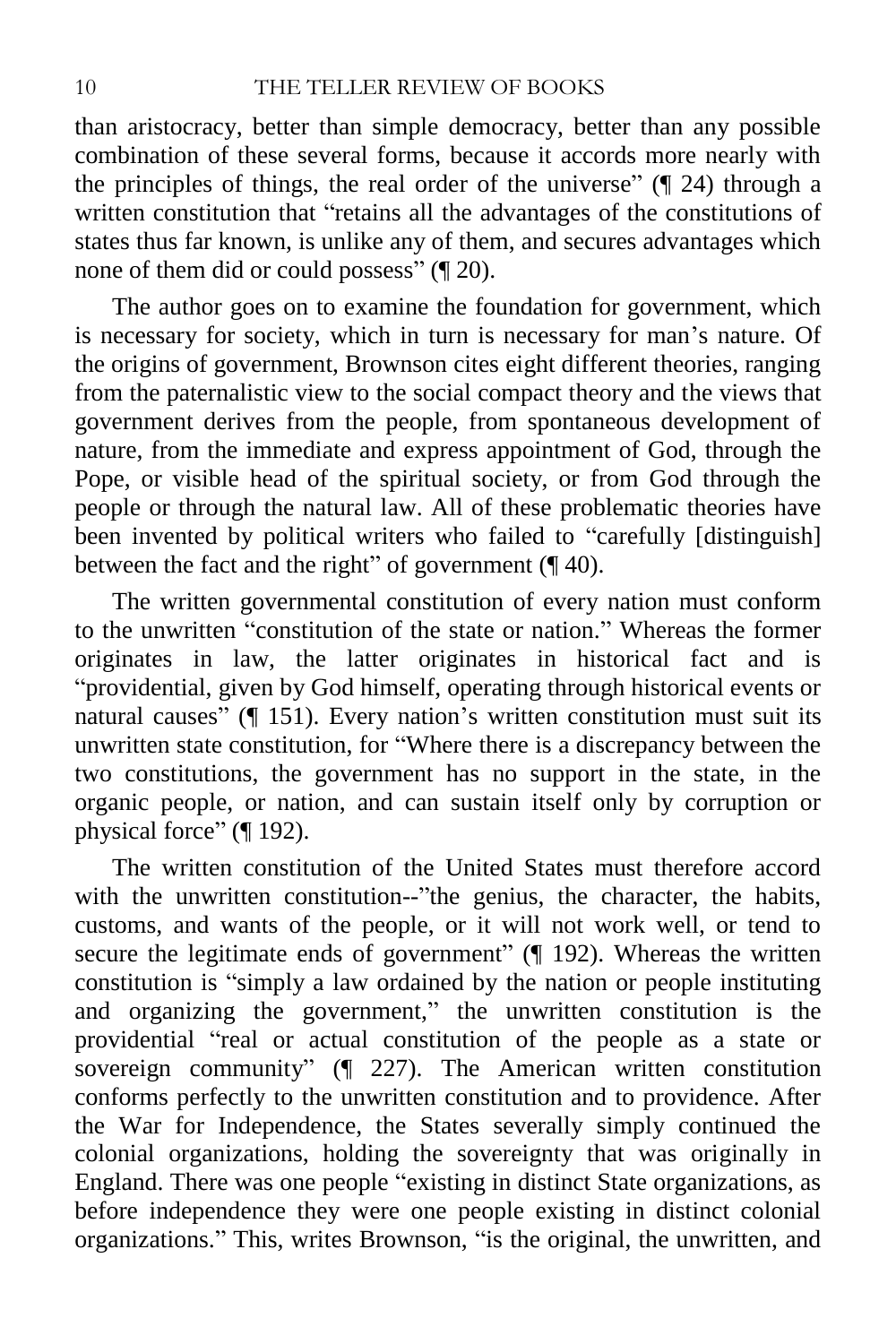than aristocracy, better than simple democracy, better than any possible combination of these several forms, because it accords more nearly with the principles of things, the real order of the universe" (¶ 24) through a written constitution that "retains all the advantages of the constitutions of states thus far known, is unlike any of them, and secures advantages which none of them did or could possess" (¶ 20).

The author goes on to examine the foundation for government, which is necessary for society, which in turn is necessary for man's nature. Of the origins of government, Brownson cites eight different theories, ranging from the paternalistic view to the social compact theory and the views that government derives from the people, from spontaneous development of nature, from the immediate and express appointment of God, through the Pope, or visible head of the spiritual society, or from God through the people or through the natural law. All of these problematic theories have been invented by political writers who failed to "carefully [distinguish] between the fact and the right" of government (¶ 40).

The written governmental constitution of every nation must conform to the unwritten "constitution of the state or nation." Whereas the former originates in law, the latter originates in historical fact and is "providential, given by God himself, operating through historical events or natural causes" (¶ 151). Every nation's written constitution must suit its unwritten state constitution, for "Where there is a discrepancy between the two constitutions, the government has no support in the state, in the organic people, or nation, and can sustain itself only by corruption or physical force" (¶ 192).

The written constitution of the United States must therefore accord with the unwritten constitution--"the genius, the character, the habits, customs, and wants of the people, or it will not work well, or tend to secure the legitimate ends of government" (¶ 192). Whereas the written constitution is "simply a law ordained by the nation or people instituting and organizing the government," the unwritten constitution is the providential "real or actual constitution of the people as a state or sovereign community" (¶ 227). The American written constitution conforms perfectly to the unwritten constitution and to providence. After the War for Independence, the States severally simply continued the colonial organizations, holding the sovereignty that was originally in England. There was one people "existing in distinct State organizations, as before independence they were one people existing in distinct colonial organizations." This, writes Brownson, "is the original, the unwritten, and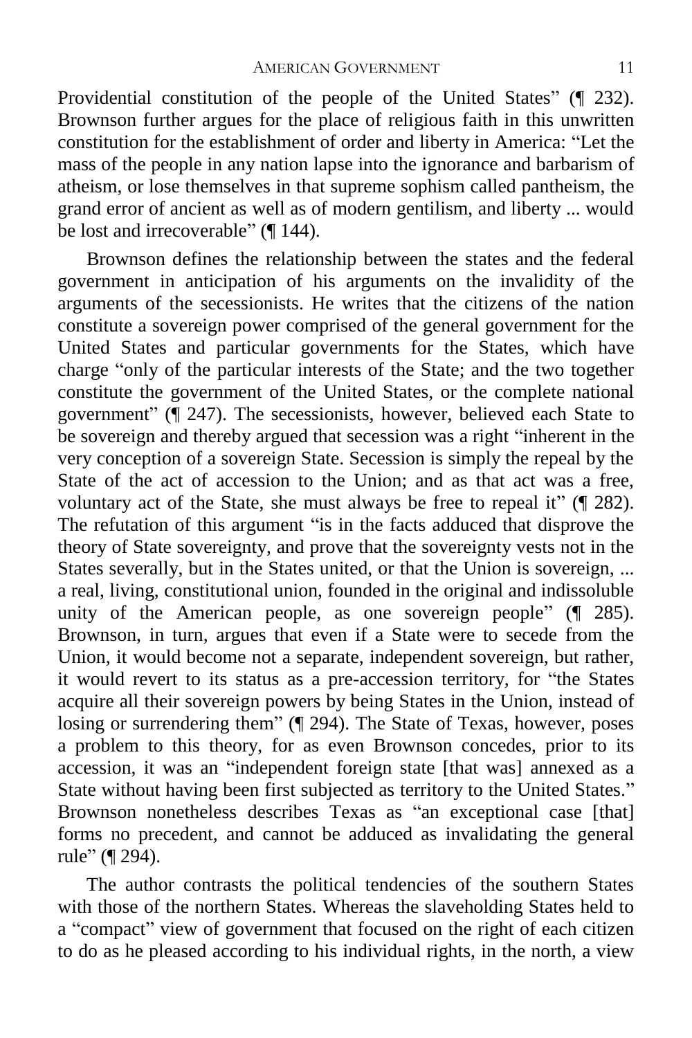Providential constitution of the people of the United States" (¶ 232). Brownson further argues for the place of religious faith in this unwritten constitution for the establishment of order and liberty in America: "Let the mass of the people in any nation lapse into the ignorance and barbarism of atheism, or lose themselves in that supreme sophism called pantheism, the grand error of ancient as well as of modern gentilism, and liberty ... would be lost and irrecoverable" (¶ 144).

Brownson defines the relationship between the states and the federal government in anticipation of his arguments on the invalidity of the arguments of the secessionists. He writes that the citizens of the nation constitute a sovereign power comprised of the general government for the United States and particular governments for the States, which have charge "only of the particular interests of the State; and the two together constitute the government of the United States, or the complete national government" (¶ 247). The secessionists, however, believed each State to be sovereign and thereby argued that secession was a right "inherent in the very conception of a sovereign State. Secession is simply the repeal by the State of the act of accession to the Union; and as that act was a free, voluntary act of the State, she must always be free to repeal it" (¶ 282). The refutation of this argument "is in the facts adduced that disprove the theory of State sovereignty, and prove that the sovereignty vests not in the States severally, but in the States united, or that the Union is sovereign, ... a real, living, constitutional union, founded in the original and indissoluble unity of the American people, as one sovereign people" (¶ 285). Brownson, in turn, argues that even if a State were to secede from the Union, it would become not a separate, independent sovereign, but rather, it would revert to its status as a pre-accession territory, for "the States acquire all their sovereign powers by being States in the Union, instead of losing or surrendering them" (¶ 294). The State of Texas, however, poses a problem to this theory, for as even Brownson concedes, prior to its accession, it was an "independent foreign state [that was] annexed as a State without having been first subjected as territory to the United States." Brownson nonetheless describes Texas as "an exceptional case [that] forms no precedent, and cannot be adduced as invalidating the general rule" (¶ 294).

The author contrasts the political tendencies of the southern States with those of the northern States. Whereas the slaveholding States held to a "compact" view of government that focused on the right of each citizen to do as he pleased according to his individual rights, in the north, a view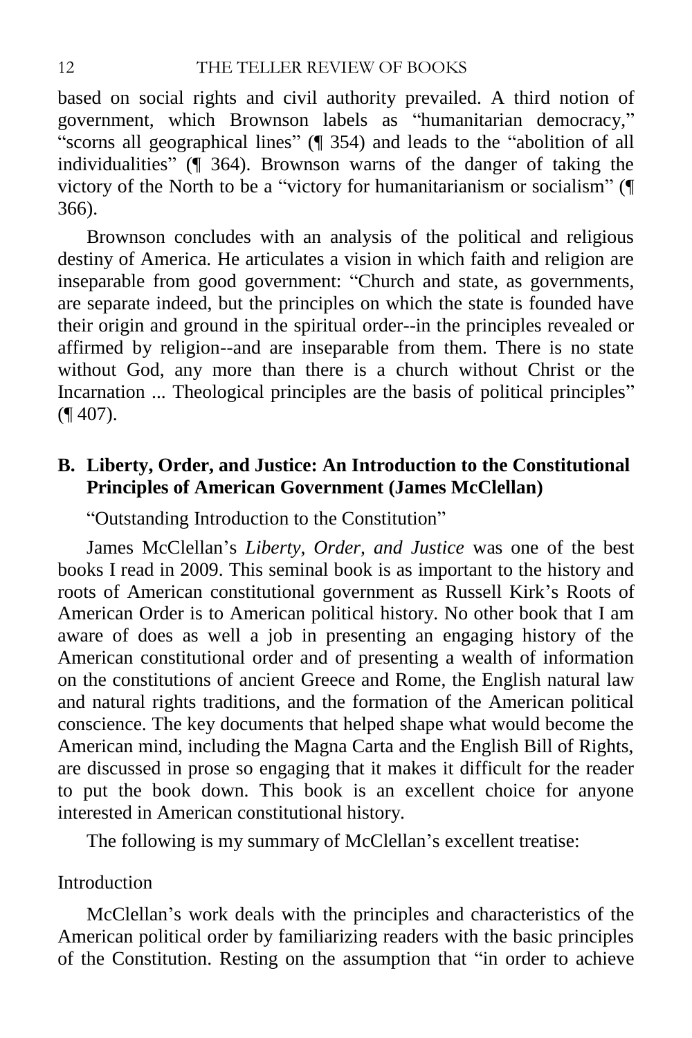based on social rights and civil authority prevailed. A third notion of government, which Brownson labels as "humanitarian democracy," "scorns all geographical lines" (¶ 354) and leads to the "abolition of all individualities" (¶ 364). Brownson warns of the danger of taking the victory of the North to be a "victory for humanitarianism or socialism" (¶ 366).

Brownson concludes with an analysis of the political and religious destiny of America. He articulates a vision in which faith and religion are inseparable from good government: "Church and state, as governments, are separate indeed, but the principles on which the state is founded have their origin and ground in the spiritual order--in the principles revealed or affirmed by religion--and are inseparable from them. There is no state without God, any more than there is a church without Christ or the Incarnation ... Theological principles are the basis of political principles" (¶ 407).

### B. Liberty, Order, and Justice: An Introduction to the Constitutional Principles of American Government (James McClellan)

"Outstanding Introduction to the Constitution"

James McClellan's *Liberty, Order, and Justice* was one of the best books I read in 2009. This seminal book is as important to the history and roots of American constitutional government as Russell Kirk's Roots of American Order is to American political history. No other book that I am aware of does as well a job in presenting an engaging history of the American constitutional order and of presenting a wealth of information on the constitutions of ancient Greece and Rome, the English natural law and natural rights traditions, and the formation of the American political conscience. The key documents that helped shape what would become the American mind, including the Magna Carta and the English Bill of Rights, are discussed in prose so engaging that it makes it difficult for the reader to put the book down. This book is an excellent choice for anyone interested in American constitutional history.

The following is my summary of McClellan's excellent treatise:

Introduction

McClellan's work deals with the principles and characteristics of the American political order by familiarizing readers with the basic principles of the Constitution. Resting on the assumption that "in order to achieve